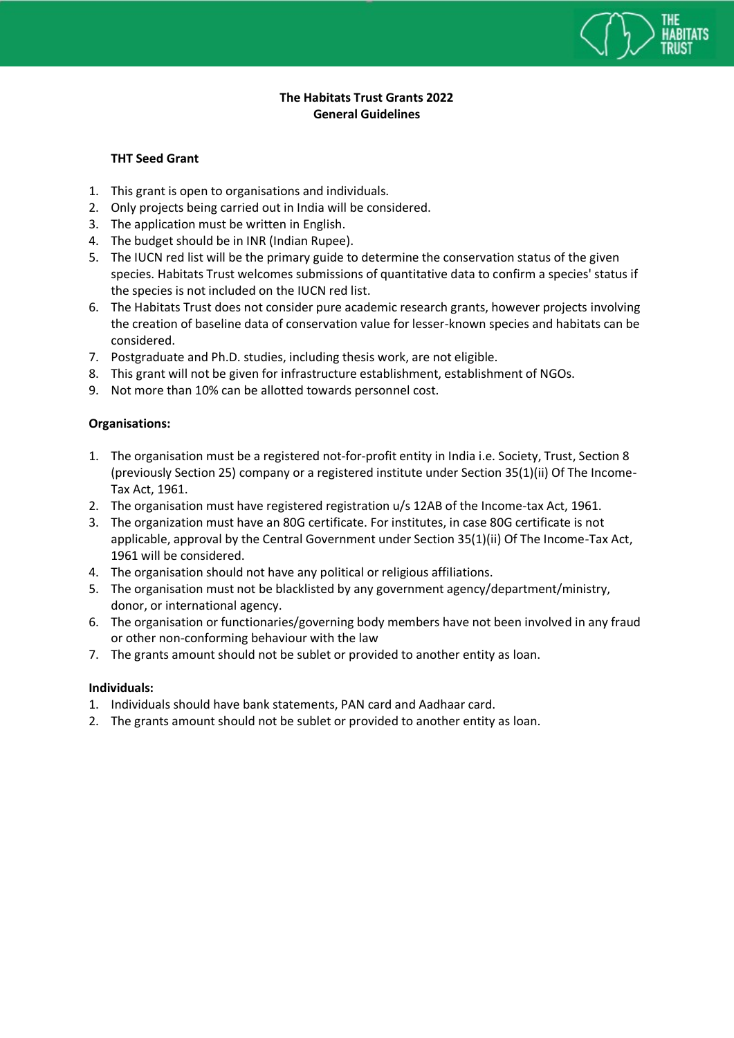# The Habitats Trust Grants 2022
## General Guidelines

### THT Seed Grant

1. This grant is open to organisations and individuals.
2. Only projects being carried out in India will be considered.
3. The application must be written in English.
4. The budget should be in INR (Indian Rupee).
5. The IUCN red list will be the primary guide to determine the conservation status of the given species. Habitats Trust welcomes submissions of quantitative data to confirm a species' status if the species is not included on the IUCN red list.
6. The Habitats Trust does not consider pure academic research grants, however projects involving the creation of baseline data of conservation value for lesser-known species and habitats can be considered.
7. Postgraduate and Ph.D. studies, including thesis work, are not eligible.
8. This grant will not be given for infrastructure establishment, establishment of NGOs.
9. Not more than 10% can be allotted towards personnel cost.

### Organisations:

1. The organisation must be a registered not-for-profit entity in India i.e. Society, Trust, Section 8 (previously Section 25) company or a registered institute under Section 35(1)(ii) Of The Income-Tax Act, 1961.
2. The organisation must have registered registration u/s 12AB of the Income-tax Act, 1961.
3. The organization must have an 80G certificate. For institutes, in case 80G certificate is not applicable, approval by the Central Government under Section 35(1)(ii) Of The Income-Tax Act, 1961 will be considered.
4. The organisation should not have any political or religious affiliations.
5. The organisation must not be blacklisted by any government agency/department/ministry, donor, or international agency.
6. The organisation or functionaries/governing body members have not been involved in any fraud or other non-conforming behaviour with the law
7. The grants amount should not be sublet or provided to another entity as loan.

### Individuals:

1. Individuals should have bank statements, PAN card and Aadhaar card.
2. The grants amount should not be sublet or provided to another entity as loan.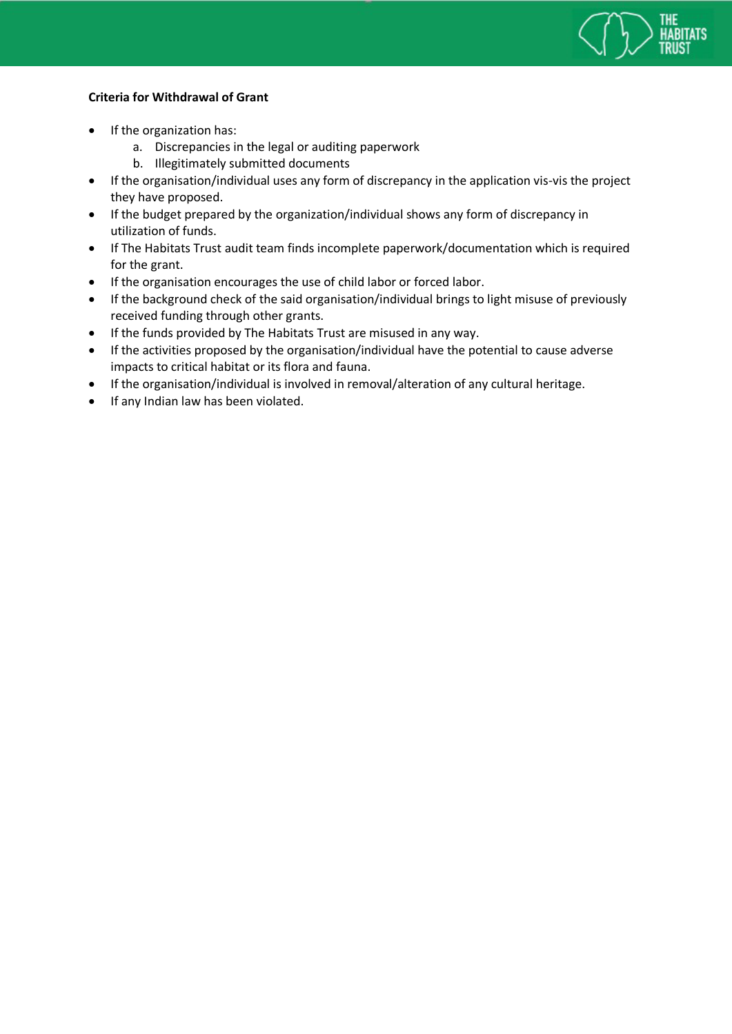**Criteria for Withdrawal of Grant**

- If the organization has:
    a. Discrepancies in the legal or auditing paperwork
    b. Illegitimately submitted documents
- If the organisation/individual uses any form of discrepancy in the application vis-vis the project they have proposed.
- If the budget prepared by the organization/individual shows any form of discrepancy in utilization of funds.
- If The Habitats Trust audit team finds incomplete paperwork/documentation which is required for the grant.
- If the organisation encourages the use of child labor or forced labor.
- If the background check of the said organisation/individual brings to light misuse of previously received funding through other grants.
- If the funds provided by The Habitats Trust are misused in any way.
- If the activities proposed by the organisation/individual have the potential to cause adverse impacts to critical habitat or its flora and fauna.
- If the organisation/individual is involved in removal/alteration of any cultural heritage.
- If any Indian law has been violated.